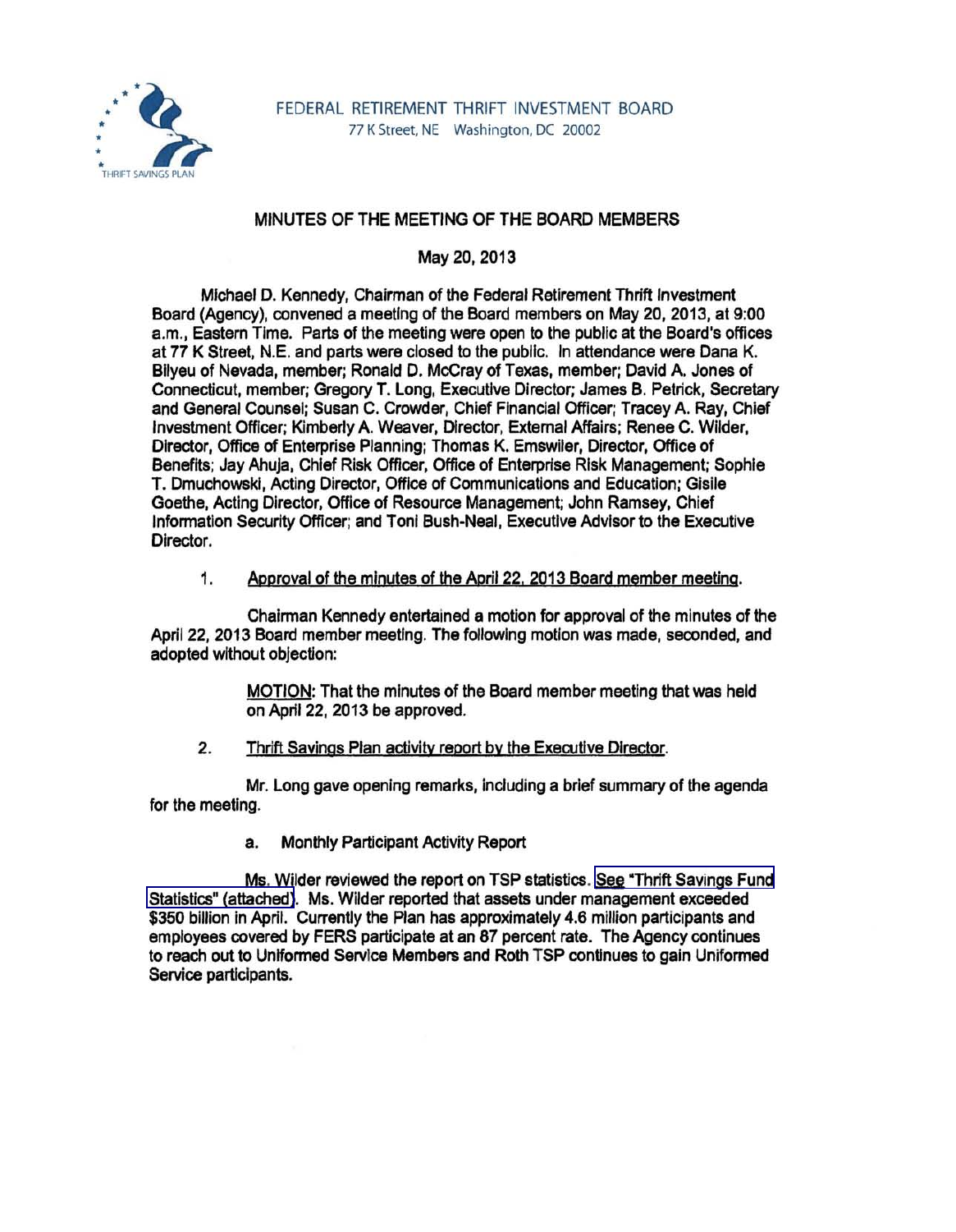FEDERAL RETIREMENT THRIFT INVESTMENT BOARD
77 K Street, NE Washington, DC 20002

# MINUTES OF THE MEETING OF THE BOARD MEMBERS

## May 20, 2013

Michael D. Kennedy, Chairman of the Federal Retirement Thrift Investment Board (Agency), convened a meeting of the Board members on May 20, 2013, at 9:00 a.m., Eastern Time. Parts of the meeting were open to the public at the Board's offices at 77 K Street, N.E. and parts were closed to the public. In attendance were Dana K. Bilyeu of Nevada, member; Ronald D. McCray of Texas, member; David A. Jones of Connecticut, member; Gregory T. Long, Executive Director; James B. Petrick, Secretary and General Counsel; Susan C. Crowder, Chief Financial Officer; Tracey A. Ray, Chief Investment Officer; Kimberly A. Weaver, Director, External Affairs; Renee C. Wilder, Director, Office of Enterprise Planning; Thomas K. Emswiler, Director, Office of Benefits; Jay Ahuja, Chief Risk Officer, Office of Enterprise Risk Management; Sophie T. Dmuchowski, Acting Director, Office of Communications and Education; Gisile Goethe, Acting Director, Office of Resource Management; John Ramsey, Chief Information Security Officer; and Toni Bush-Neal, Executive Advisor to the Executive Director.

1. Approval of the minutes of the April 22, 2013 Board member meeting.

Chairman Kennedy entertained a motion for approval of the minutes of the April 22, 2013 Board member meeting. The following motion was made, seconded, and adopted without objection:

> MOTION: That the minutes of the Board member meeting that was held on April 22, 2013 be approved.

2. Thrift Savings Plan activity report by the Executive Director.

Mr. Long gave opening remarks, including a brief summary of the agenda for the meeting.

a. Monthly Participant Activity Report

Ms. Wilder reviewed the report on TSP statistics. See "Thrift Savings Fund Statistics" (attached). Ms. Wilder reported that assets under management exceeded $350 billion in April. Currently the Plan has approximately 4.6 million participants and employees covered by FERS participate at an 87 percent rate. The Agency continues to reach out to Uniformed Service Members and Roth TSP continues to gain Uniformed Service participants.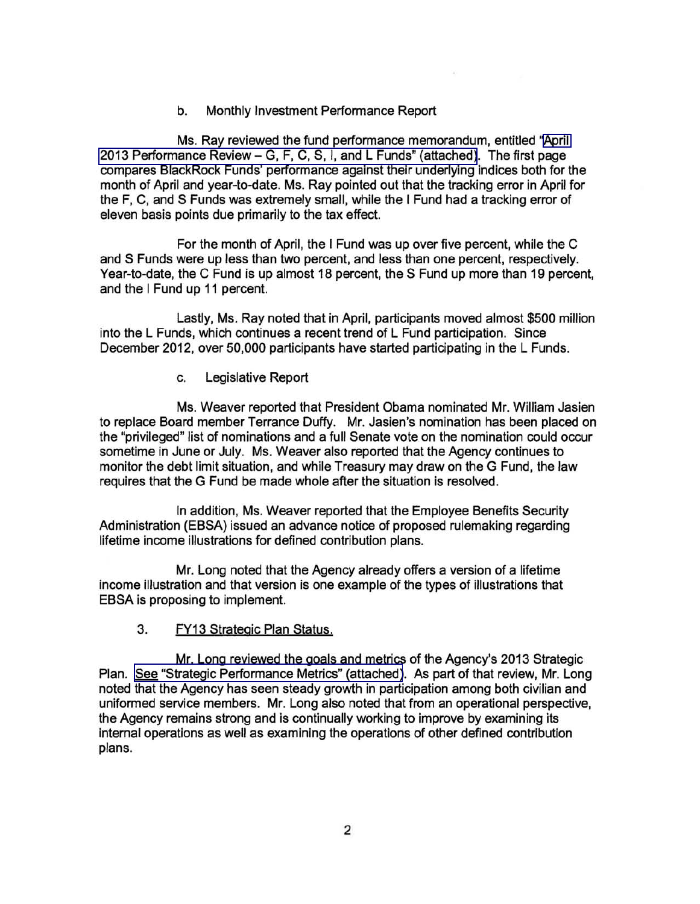b. Monthly Investment Performance Report

Ms. Ray reviewed the fund performance memorandum, entitled "April 2013 Performance Review – G, F, C, S, I, and L Funds" (attached). The first page compares BlackRock Funds' performance against their underlying indices both for the month of April and year-to-date. Ms. Ray pointed out that the tracking error in April for the F, C, and S Funds was extremely small, while the I Fund had a tracking error of eleven basis points due primarily to the tax effect.

For the month of April, the I Fund was up over five percent, while the C and S Funds were up less than two percent, and less than one percent, respectively. Year-to-date, the C Fund is up almost 18 percent, the S Fund up more than 19 percent, and the I Fund up 11 percent.

Lastly, Ms. Ray noted that in April, participants moved almost $500 million into the L Funds, which continues a recent trend of L Fund participation. Since December 2012, over 50,000 participants have started participating in the L Funds.

c. Legislative Report

Ms. Weaver reported that President Obama nominated Mr. William Jasien to replace Board member Terrance Duffy. Mr. Jasien's nomination has been placed on the "privileged" list of nominations and a full Senate vote on the nomination could occur sometime in June or July. Ms. Weaver also reported that the Agency continues to monitor the debt limit situation, and while Treasury may draw on the G Fund, the law requires that the G Fund be made whole after the situation is resolved.

In addition, Ms. Weaver reported that the Employee Benefits Security Administration (EBSA) issued an advance notice of proposed rulemaking regarding lifetime income illustrations for defined contribution plans.

Mr. Long noted that the Agency already offers a version of a lifetime income illustration and that version is one example of the types of illustrations that EBSA is proposing to implement.

3. <u>FY13 Strategic Plan Status.</u>

Mr. Long reviewed the goals and metrics of the Agency's 2013 Strategic Plan. See "Strategic Performance Metrics" (attached). As part of that review, Mr. Long noted that the Agency has seen steady growth in participation among both civilian and uniformed service members. Mr. Long also noted that from an operational perspective, the Agency remains strong and is continually working to improve by examining its internal operations as well as examining the operations of other defined contribution plans.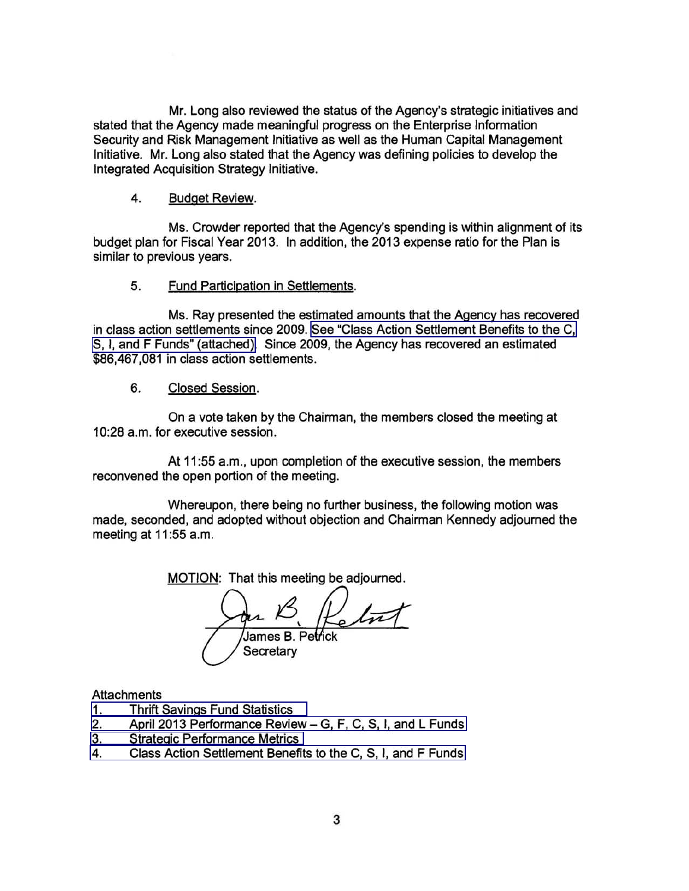Mr. Long also reviewed the status of the Agency's strategic initiatives and stated that the Agency made meaningful progress on the Enterprise Information Security and Risk Management Initiative as well as the Human Capital Management Initiative. Mr. Long also stated that the Agency was defining policies to develop the Integrated Acquisition Strategy Initiative.

4. Budget Review.

Ms. Crowder reported that the Agency's spending is within alignment of its budget plan for Fiscal Year 2013. In addition, the 2013 expense ratio for the Plan is similar to previous years.

5. Fund Participation in Settlements.

Ms. Ray presented the estimated amounts that the Agency has recovered in class action settlements since 2009. See "Class Action Settlement Benefits to the C, S, I, and F Funds" (attached). Since 2009, the Agency has recovered an estimated $86,467,081 in class action settlements.

6. Closed Session.

On a vote taken by the Chairman, the members closed the meeting at 10:28 a.m. for executive session.

At 11:55 a.m., upon completion of the executive session, the members reconvened the open portion of the meeting.

Whereupon, there being no further business, the following motion was made, seconded, and adopted without objection and Chairman Kennedy adjourned the meeting at 11:55 a.m.

MOTION: That this meeting be adjourned.

James B. Petrick
Secretary

Attachments

1. Thrift Savings Fund Statistics
2. April 2013 Performance Review – G, F, C, S, I, and L Funds
3. Strategic Performance Metrics
4. Class Action Settlement Benefits to the C, S, I, and F Funds